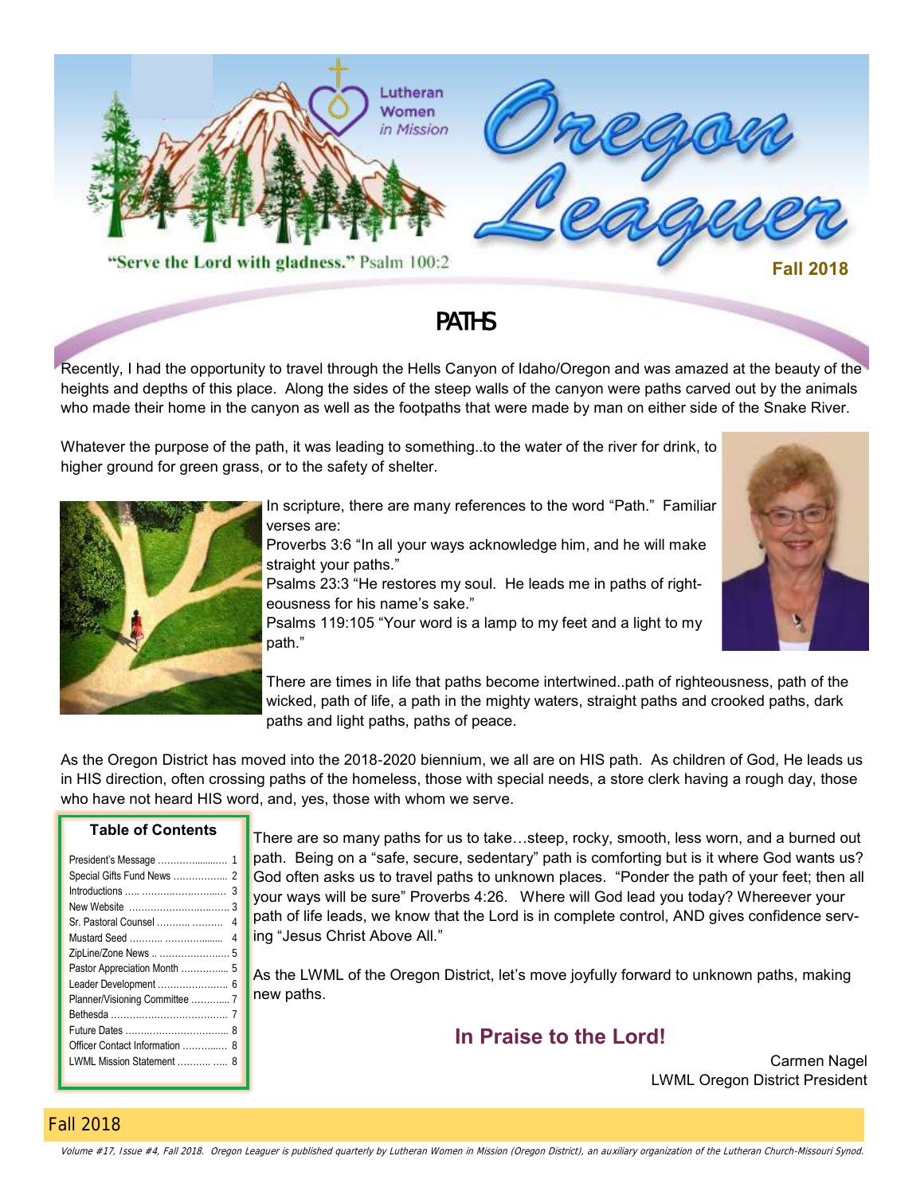Lutheran Women in Mission

# Oregon Leaguer

"Serve the Lord with gladness." Psalm 100:2

**Fall 2018**

## PATHS

Recently, I had the opportunity to travel through the Hells Canyon of Idaho/Oregon and was amazed at the beauty of the heights and depths of this place. Along the sides of the steep walls of the canyon were paths carved out by the animals who made their home in the canyon as well as the footpaths that were made by man on either side of the Snake River.

Whatever the purpose of the path, it was leading to something..to the water of the river for drink, to higher ground for green grass, or to the safety of shelter.

In scripture, there are many references to the word "Path." Familiar verses are:

Proverbs 3:6 "In all your ways acknowledge him, and he will make straight your paths."

Psalms 23:3 "He restores my soul. He leads me in paths of righteousness for his name's sake."

Psalms 119:105 "Your word is a lamp to my feet and a light to my path."

There are times in life that paths become intertwined..path of righteousness, path of the wicked, path of life, a path in the mighty waters, straight paths and crooked paths, dark paths and light paths, paths of peace.

As the Oregon District has moved into the 2018-2020 biennium, we all are on HIS path. As children of God, He leads us in HIS direction, often crossing paths of the homeless, those with special needs, a store clerk having a rough day, those who have not heard HIS word, and, yes, those with whom we serve.

There are so many paths for us to take…steep, rocky, smooth, less worn, and a burned out path. Being on a "safe, secure, sedentary" path is comforting but is it where God wants us? God often asks us to travel paths to unknown places. "Ponder the path of your feet; then all your ways will be sure" Proverbs 4:26. Where will God lead you today? Whereever your path of life leads, we know that the Lord is in complete control, AND gives confidence serving "Jesus Christ Above All."

As the LWML of the Oregon District, let's move joyfully forward to unknown paths, making new paths.

**In Praise to the Lord!**

Carmen Nagel
LWML Oregon District President

### Table of Contents

| Section | Page |
|---|---|
| President's Message | 1 |
| Special Gifts Fund News | 2 |
| Introductions | 3 |
| New Website | 3 |
| Sr. Pastoral Counsel | 4 |
| Mustard Seed | 4 |
| ZipLine/Zone News | 5 |
| Pastor Appreciation Month | 5 |
| Leader Development | 6 |
| Planner/Visioning Committee | 7 |
| Bethesda | 7 |
| Future Dates | 8 |
| Officer Contact Information | 8 |
| LWML Mission Statement | 8 |

*Volume #17, Issue #4, Fall 2018. Oregon Leaguer is published quarterly by Lutheran Women in Mission (Oregon District), an auxiliary organization of the Lutheran Church-Missouri Synod.*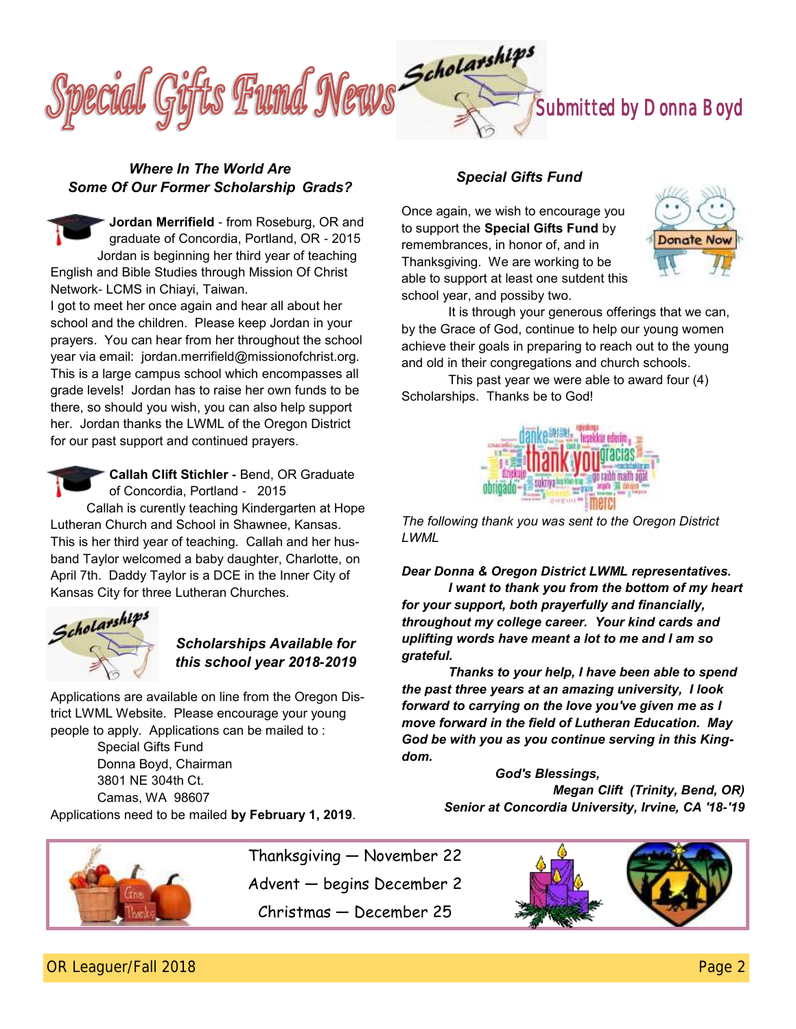# Special Gifts Fund News

Submitted by Donna Boyd

### *Where In The World Are Some Of Our Former Scholarship Grads?*

**Jordan Merrifield** - from Roseburg, OR and graduate of Concordia, Portland, OR - 2015

Jordan is beginning her third year of teaching English and Bible Studies through Mission Of Christ Network- LCMS in Chiayi, Taiwan.

I got to meet her once again and hear all about her school and the children. Please keep Jordan in your prayers. You can hear from her throughout the school year via email: jordan.merrifield@missionofchrist.org. This is a large campus school which encompasses all grade levels! Jordan has to raise her own funds to be there, so should you wish, you can also help support her. Jordan thanks the LWML of the Oregon District for our past support and continued prayers.

**Callah Clift Stichler -** Bend, OR Graduate of Concordia, Portland - 2015

Callah is curently teaching Kindergarten at Hope Lutheran Church and School in Shawnee, Kansas. This is her third year of teaching. Callah and her husband Taylor welcomed a baby daughter, Charlotte, on April 7th. Daddy Taylor is a DCE in the Inner City of Kansas City for three Lutheran Churches.

### *Scholarships Available for this school year 2018-2019*

Applications are available on line from the Oregon District LWML Website. Please encourage your young people to apply. Applications can be mailed to :

Special Gifts Fund
Donna Boyd, Chairman
3801 NE 304th Ct.
Camas, WA 98607

Applications need to be mailed **by February 1, 2019**.

### *Special Gifts Fund*

Once again, we wish to encourage you to support the **Special Gifts Fund** by remembrances, in honor of, and in Thanksgiving. We are working to be able to support at least one sudent this school year, and possiby two.

It is through your generous offerings that we can, by the Grace of God, continue to help our young women achieve their goals in preparing to reach out to the young and old in their congregations and church schools.

This past year we were able to award four (4) Scholarships. Thanks be to God!

*The following thank you was sent to the Oregon District LWML*

***Dear Donna & Oregon District LWML representatives.***

***I want to thank you from the bottom of my heart for your support, both prayerfully and financially, throughout my college career. Your kind cards and uplifting words have meant a lot to me and I am so grateful.***

***Thanks to your help, I have been able to spend the past three years at an amazing university, I look forward to carrying on the love you've given me as I move forward in the field of Lutheran Education. May God be with you as you continue serving in this Kingdom.***

***God's Blessings,***
***Megan Clift (Trinity, Bend, OR)***
***Senior at Concordia University, Irvine, CA '18-'19***

Thanksgiving — November 22
Advent — begins December 2
Christmas — December 25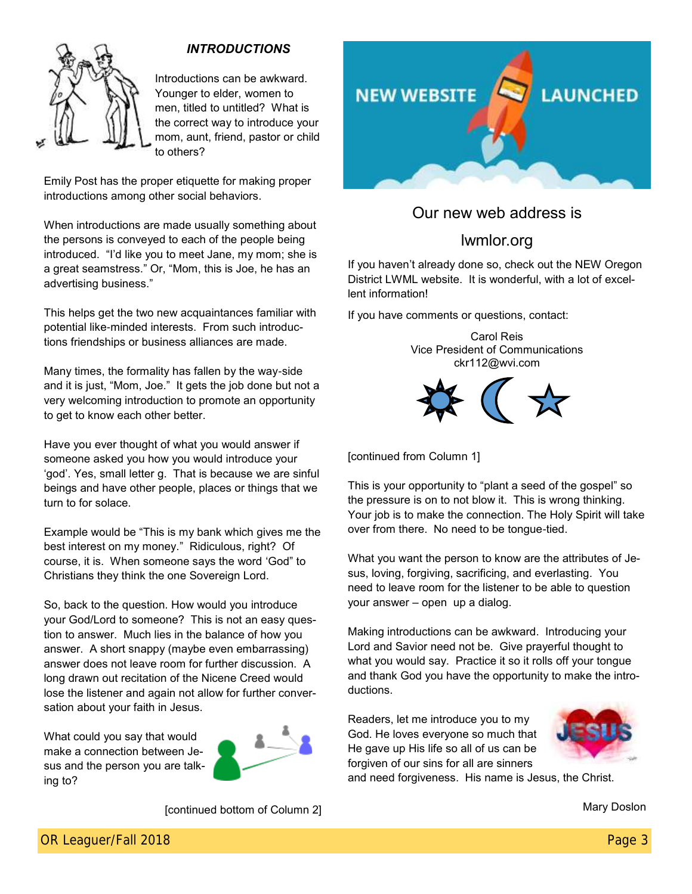### *INTRODUCTIONS*

Introductions can be awkward. Younger to elder, women to men, titled to untitled? What is the correct way to introduce your mom, aunt, friend, pastor or child to others?

Emily Post has the proper etiquette for making proper introductions among other social behaviors.

When introductions are made usually something about the persons is conveyed to each of the people being introduced. "I'd like you to meet Jane, my mom; she is a great seamstress." Or, "Mom, this is Joe, he has an advertising business."

This helps get the two new acquaintances familiar with potential like-minded interests. From such introductions friendships or business alliances are made.

Many times, the formality has fallen by the way-side and it is just, "Mom, Joe." It gets the job done but not a very welcoming introduction to promote an opportunity to get to know each other better.

Have you ever thought of what you would answer if someone asked you how you would introduce your 'god'. Yes, small letter g. That is because we are sinful beings and have other people, places or things that we turn to for solace.

Example would be "This is my bank which gives me the best interest on my money." Ridiculous, right? Of course, it is. When someone says the word 'God" to Christians they think the one Sovereign Lord.

So, back to the question. How would you introduce your God/Lord to someone? This is not an easy question to answer. Much lies in the balance of how you answer. A short snappy (maybe even embarrassing) answer does not leave room for further discussion. A long drawn out recitation of the Nicene Creed would lose the listener and again not allow for further conversation about your faith in Jesus.

What could you say that would make a connection between Jesus and the person you are talking to?

[continued bottom of Column 2]

## NEW WEBSITE LAUNCHED

Our new web address is

lwmlor.org

If you haven't already done so, check out the NEW Oregon District LWML website. It is wonderful, with a lot of excellent information!

If you have comments or questions, contact:

Carol Reis
Vice President of Communications
ckr112@wvi.com

[continued from Column 1]

This is your opportunity to "plant a seed of the gospel" so the pressure is on to not blow it. This is wrong thinking. Your job is to make the connection. The Holy Spirit will take over from there. No need to be tongue-tied.

What you want the person to know are the attributes of Jesus, loving, forgiving, sacrificing, and everlasting. You need to leave room for the listener to be able to question your answer – open up a dialog.

Making introductions can be awkward. Introducing your Lord and Savior need not be. Give prayerful thought to what you would say. Practice it so it rolls off your tongue and thank God you have the opportunity to make the introductions.

Readers, let me introduce you to my God. He loves everyone so much that He gave up His life so all of us can be forgiven of our sins for all are sinners and need forgiveness. His name is Jesus, the Christ.

Mary Doslon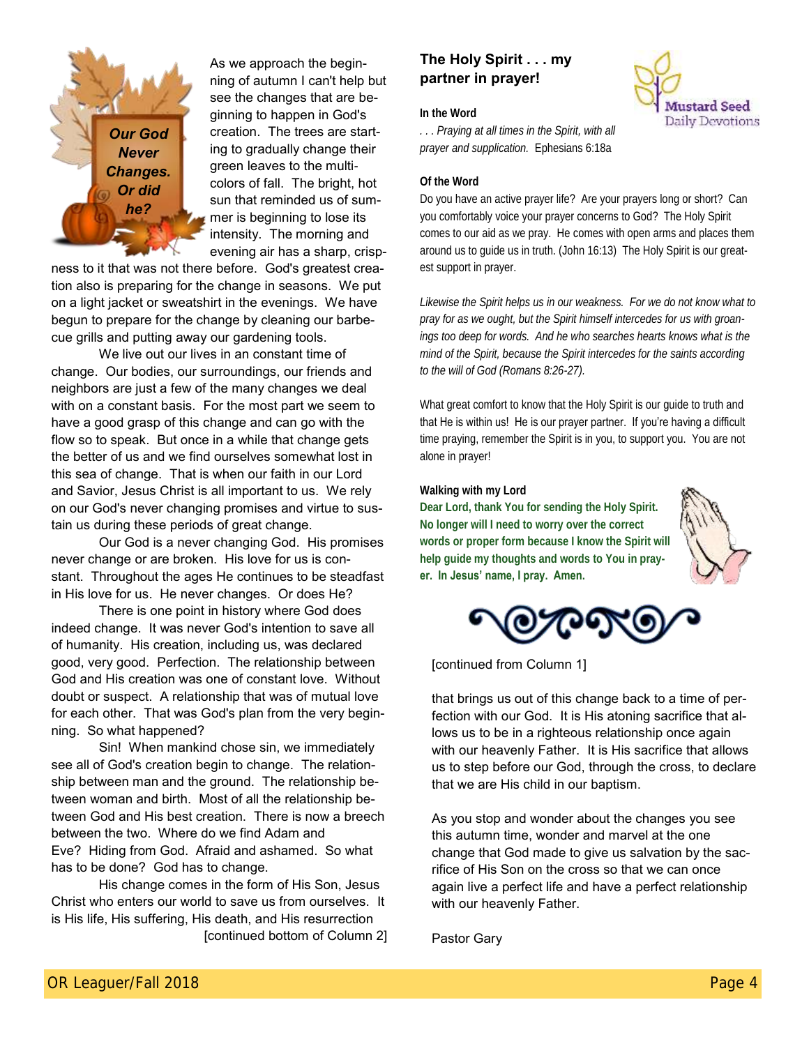## Our God Never Changes. Or did he?

As we approach the beginning of autumn I can't help but see the changes that are beginning to happen in God's creation. The trees are starting to gradually change their green leaves to the multi-colors of fall. The bright, hot sun that reminded us of summer is beginning to lose its intensity. The morning and evening air has a sharp, crispness to it that was not there before. God's greatest creation also is preparing for the change in seasons. We put on a light jacket or sweatshirt in the evenings. We have begun to prepare for the change by cleaning our barbecue grills and putting away our gardening tools.

We live out our lives in an constant time of change. Our bodies, our surroundings, our friends and neighbors are just a few of the many changes we deal with on a constant basis. For the most part we seem to have a good grasp of this change and can go with the flow so to speak. But once in a while that change gets the better of us and we find ourselves somewhat lost in this sea of change. That is when our faith in our Lord and Savior, Jesus Christ is all important to us. We rely on our God's never changing promises and virtue to sustain us during these periods of great change.

Our God is a never changing God. His promises never change or are broken. His love for us is constant. Throughout the ages He continues to be steadfast in His love for us. He never changes. Or does He?

There is one point in history where God does indeed change. It was never God's intention to save all of humanity. His creation, including us, was declared good, very good. Perfection. The relationship between God and His creation was one of constant love. Without doubt or suspect. A relationship that was of mutual love for each other. That was God's plan from the very beginning. So what happened?

Sin! When mankind chose sin, we immediately see all of God's creation begin to change. The relationship between man and the ground. The relationship between woman and birth. Most of all the relationship between God and His best creation. There is now a breech between the two. Where do we find Adam and Eve? Hiding from God. Afraid and ashamed. So what has to be done? God has to change.

His change comes in the form of His Son, Jesus Christ who enters our world to save us from ourselves. It is His life, His suffering, His death, and His resurrection [continued bottom of Column 2]

[continued from Column 1]

that brings us out of this change back to a time of perfection with our God. It is His atoning sacrifice that allows us to be in a righteous relationship once again with our heavenly Father. It is His sacrifice that allows us to step before our God, through the cross, to declare that we are His child in our baptism.

As you stop and wonder about the changes you see this autumn time, wonder and marvel at the one change that God made to give us salvation by the sacrifice of His Son on the cross so that we can once again live a perfect life and have a perfect relationship with our heavenly Father.

Pastor Gary

## The Holy Spirit . . . my partner in prayer!

Mustard Seed Daily Devotions

**In the Word**

*. . . Praying at all times in the Spirit, with all prayer and supplication.* Ephesians 6:18a

**Of the Word**

Do you have an active prayer life? Are your prayers long or short? Can you comfortably voice your prayer concerns to God? The Holy Spirit comes to our aid as we pray. He comes with open arms and places them around us to guide us in truth. (John 16:13) The Holy Spirit is our greatest support in prayer.

*Likewise the Spirit helps us in our weakness. For we do not know what to pray for as we ought, but the Spirit himself intercedes for us with groanings too deep for words. And he who searches hearts knows what is the mind of the Spirit, because the Spirit intercedes for the saints according to the will of God (Romans 8:26-27).*

What great comfort to know that the Holy Spirit is our guide to truth and that He is within us! He is our prayer partner. If you're having a difficult time praying, remember the Spirit is in you, to support you. You are not alone in prayer!

**Walking with my Lord**

**Dear Lord, thank You for sending the Holy Spirit. No longer will I need to worry over the correct words or proper form because I know the Spirit will help guide my thoughts and words to You in prayer. In Jesus' name, I pray. Amen.**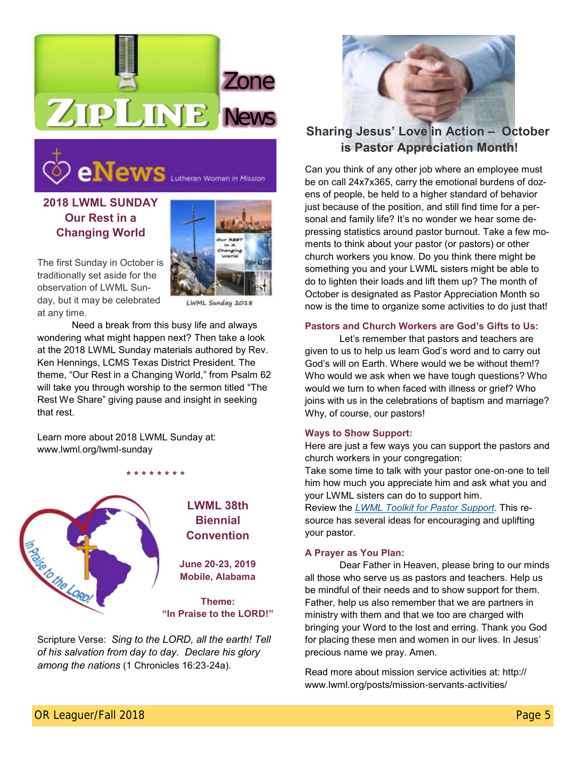# ZIPLINE Zone News

## eNews Lutheran Women in Mission

### 2018 LWML SUNDAY Our Rest in a Changing World

LWML Sunday 2018

The first Sunday in October is traditionally set aside for the observation of LWML Sunday, but it may be celebrated at any time.

Need a break from this busy life and always wondering what might happen next? Then take a look at the 2018 LWML Sunday materials authored by Rev. Ken Hennings, LCMS Texas District President. The theme, “Our Rest in a Changing World,” from Psalm 62 will take you through worship to the sermon titled “The Rest We Share” giving pause and insight in seeking that rest.

Learn more about 2018 LWML Sunday at: www.lwml.org/lwml-sunday

* * * * * * * *

### LWML 38th Biennial Convention

**June 20-23, 2019**
**Mobile, Alabama**

**Theme:**
**“In Praise to the LORD!”**

Scripture Verse: *Sing to the LORD, all the earth! Tell of his salvation from day to day. Declare his glory among the nations* (1 Chronicles 16:23-24a).

## Sharing Jesus’ Love in Action – October is Pastor Appreciation Month!

Can you think of any other job where an employee must be on call 24x7x365, carry the emotional burdens of dozens of people, be held to a higher standard of behavior just because of the position, and still find time for a personal and family life? It’s no wonder we hear some depressing statistics around pastor burnout. Take a few moments to think about your pastor (or pastors) or other church workers you know. Do you think there might be something you and your LWML sisters might be able to do to lighten their loads and lift them up? The month of October is designated as Pastor Appreciation Month so now is the time to organize some activities to do just that!

**Pastors and Church Workers are God’s Gifts to Us:**

Let’s remember that pastors and teachers are given to us to help us learn God’s word and to carry out God’s will on Earth. Where would we be without them!? Who would we ask when we have tough questions? Who would we turn to when faced with illness or grief? Who joins with us in the celebrations of baptism and marriage? Why, of course, our pastors!

**Ways to Show Support:**

Here are just a few ways you can support the pastors and church workers in your congregation:

Take some time to talk with your pastor one-on-one to tell him how much you appreciate him and ask what you and your LWML sisters can do to support him.

Review the *LWML Toolkit for Pastor Support*. This resource has several ideas for encouraging and uplifting your pastor.

**A Prayer as You Plan:**

Dear Father in Heaven, please bring to our minds all those who serve us as pastors and teachers. Help us be mindful of their needs and to show support for them. Father, help us also remember that we are partners in ministry with them and that we too are charged with bringing your Word to the lost and erring. Thank you God for placing these men and women in our lives. In Jesus’ precious name we pray. Amen.

Read more about mission service activities at: http://www.lwml.org/posts/mission-servants-activities/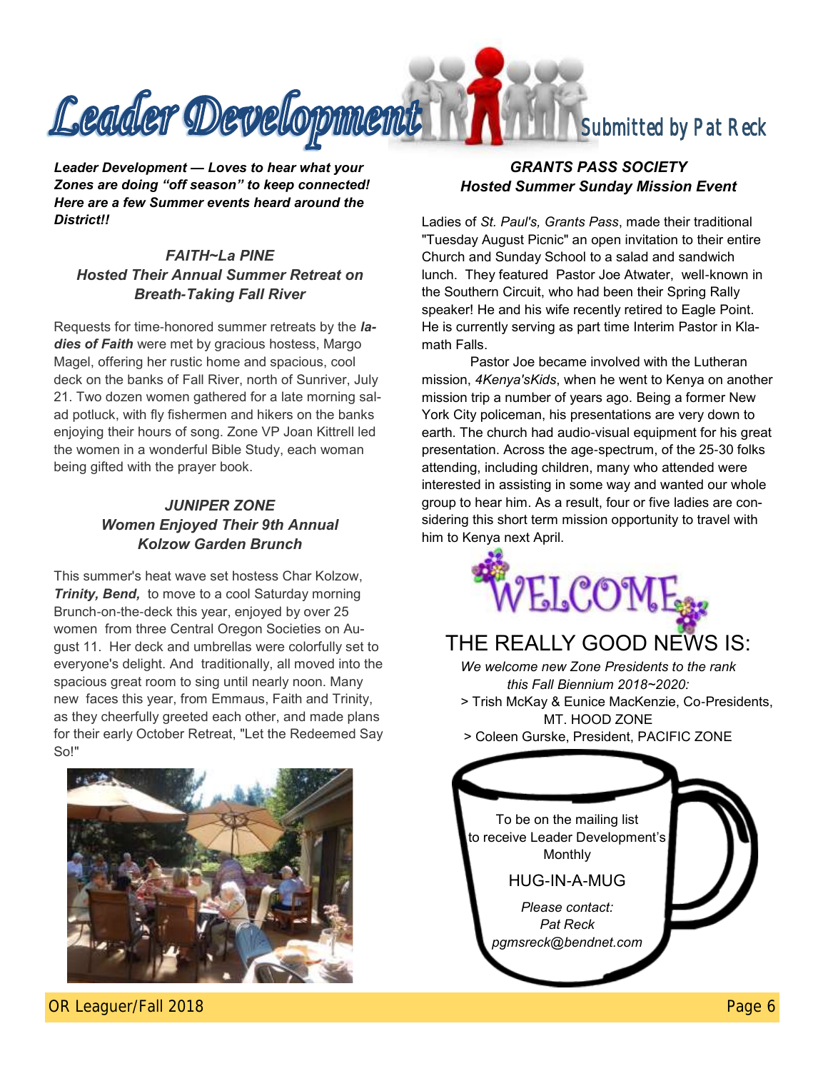# Leader Development

Submitted by Pat Reck

***Leader Development — Loves to hear what your Zones are doing "off season" to keep connected! Here are a few Summer events heard around the District!!***

### *FAITH~La PINE*
### *Hosted Their Annual Summer Retreat on Breath-Taking Fall River*

Requests for time-honored summer retreats by the ***ladies of Faith*** were met by gracious hostess, Margo Magel, offering her rustic home and spacious, cool deck on the banks of Fall River, north of Sunriver, July 21. Two dozen women gathered for a late morning salad potluck, with fly fishermen and hikers on the banks enjoying their hours of song. Zone VP Joan Kittrell led the women in a wonderful Bible Study, each woman being gifted with the prayer book.

### *JUNIPER ZONE*
### *Women Enjoyed Their 9th Annual Kolzow Garden Brunch*

This summer's heat wave set hostess Char Kolzow, ***Trinity, Bend,*** to move to a cool Saturday morning Brunch-on-the-deck this year, enjoyed by over 25 women from three Central Oregon Societies on August 11. Her deck and umbrellas were colorfully set to everyone's delight. And traditionally, all moved into the spacious great room to sing until nearly noon. Many new faces this year, from Emmaus, Faith and Trinity, as they cheerfully greeted each other, and made plans for their early October Retreat, "Let the Redeemed Say So!"

### *GRANTS PASS SOCIETY*
### *Hosted Summer Sunday Mission Event*

Ladies of *St. Paul's, Grants Pass*, made their traditional "Tuesday August Picnic" an open invitation to their entire Church and Sunday School to a salad and sandwich lunch. They featured Pastor Joe Atwater, well-known in the Southern Circuit, who had been their Spring Rally speaker! He and his wife recently retired to Eagle Point. He is currently serving as part time Interim Pastor in Klamath Falls.

Pastor Joe became involved with the Lutheran mission, *4Kenya'sKids*, when he went to Kenya on another mission trip a number of years ago. Being a former New York City policeman, his presentations are very down to earth. The church had audio-visual equipment for his great presentation. Across the age-spectrum, of the 25-30 folks attending, including children, many who attended were interested in assisting in some way and wanted our whole group to hear him. As a result, four or five ladies are considering this short term mission opportunity to travel with him to Kenya next April.

## WELCOME

## THE REALLY GOOD NEWS IS:

*We welcome new Zone Presidents to the rank this Fall Biennium 2018~2020:*

> Trish McKay & Eunice MacKenzie, Co-Presidents, MT. HOOD ZONE

> Coleen Gurske, President, PACIFIC ZONE

To be on the mailing list to receive Leader Development's Monthly

HUG-IN-A-MUG

*Please contact:*
*Pat Reck*
*pgmsreck@bendnet.com*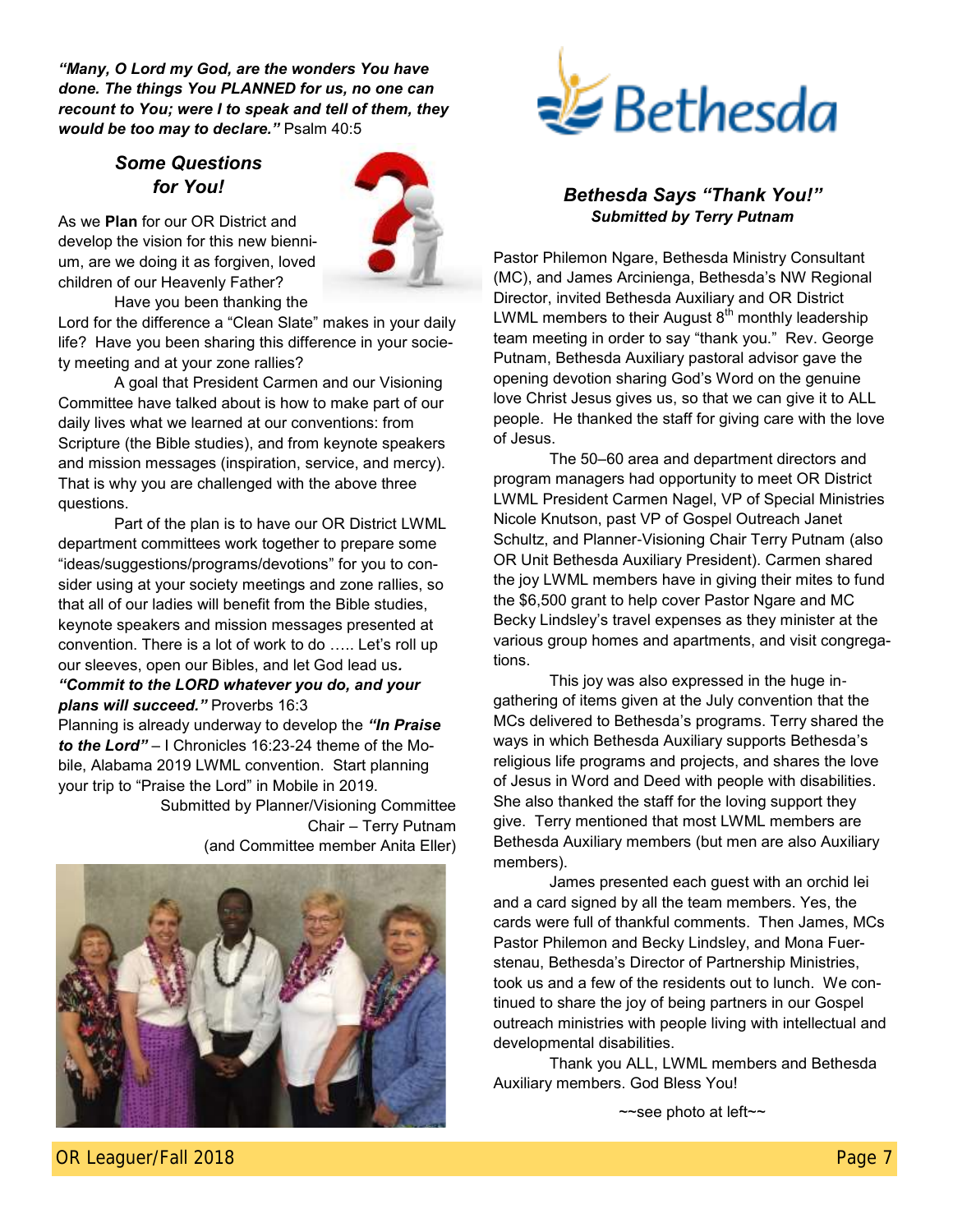***"Many, O Lord my God, are the wonders You have done. The things You PLANNED for us, no one can recount to You; were I to speak and tell of them, they would be too may to declare."*** Psalm 40:5

## *Some Questions for You!*

As we **Plan** for our OR District and develop the vision for this new biennium, are we doing it as forgiven, loved children of our Heavenly Father?

Have you been thanking the Lord for the difference a "Clean Slate" makes in your daily life? Have you been sharing this difference in your society meeting and at your zone rallies?

A goal that President Carmen and our Visioning Committee have talked about is how to make part of our daily lives what we learned at our conventions: from Scripture (the Bible studies), and from keynote speakers and mission messages (inspiration, service, and mercy). That is why you are challenged with the above three questions.

Part of the plan is to have our OR District LWML department committees work together to prepare some "ideas/suggestions/programs/devotions" for you to consider using at your society meetings and zone rallies, so that all of our ladies will benefit from the Bible studies, keynote speakers and mission messages presented at convention. There is a lot of work to do ….. Let's roll up our sleeves, open our Bibles, and let God lead us.

***"Commit to the LORD whatever you do, and your plans will succeed."*** Proverbs 16:3

Planning is already underway to develop the ***"In Praise to the Lord"*** – I Chronicles 16:23-24 theme of the Mobile, Alabama 2019 LWML convention. Start planning your trip to "Praise the Lord" in Mobile in 2019.

Submitted by Planner/Visioning Committee Chair – Terry Putnam
(and Committee member Anita Eller)

Bethesda

## *Bethesda Says "Thank You!"*
***Submitted by Terry Putnam***

Pastor Philemon Ngare, Bethesda Ministry Consultant (MC), and James Arcinienga, Bethesda's NW Regional Director, invited Bethesda Auxiliary and OR District LWML members to their August 8th monthly leadership team meeting in order to say "thank you." Rev. George Putnam, Bethesda Auxiliary pastoral advisor gave the opening devotion sharing God's Word on the genuine love Christ Jesus gives us, so that we can give it to ALL people. He thanked the staff for giving care with the love of Jesus.

The 50–60 area and department directors and program managers had opportunity to meet OR District LWML President Carmen Nagel, VP of Special Ministries Nicole Knutson, past VP of Gospel Outreach Janet Schultz, and Planner-Visioning Chair Terry Putnam (also OR Unit Bethesda Auxiliary President). Carmen shared the joy LWML members have in giving their mites to fund the $6,500 grant to help cover Pastor Ngare and MC Becky Lindsley's travel expenses as they minister at the various group homes and apartments, and visit congregations.

This joy was also expressed in the huge ingathering of items given at the July convention that the MCs delivered to Bethesda's programs. Terry shared the ways in which Bethesda Auxiliary supports Bethesda's religious life programs and projects, and shares the love of Jesus in Word and Deed with people with disabilities. She also thanked the staff for the loving support they give. Terry mentioned that most LWML members are Bethesda Auxiliary members (but men are also Auxiliary members).

James presented each guest with an orchid lei and a card signed by all the team members. Yes, the cards were full of thankful comments. Then James, MCs Pastor Philemon and Becky Lindsley, and Mona Fuerstenau, Bethesda's Director of Partnership Ministries, took us and a few of the residents out to lunch. We continued to share the joy of being partners in our Gospel outreach ministries with people living with intellectual and developmental disabilities.

Thank you ALL, LWML members and Bethesda Auxiliary members. God Bless You!

~~see photo at left~~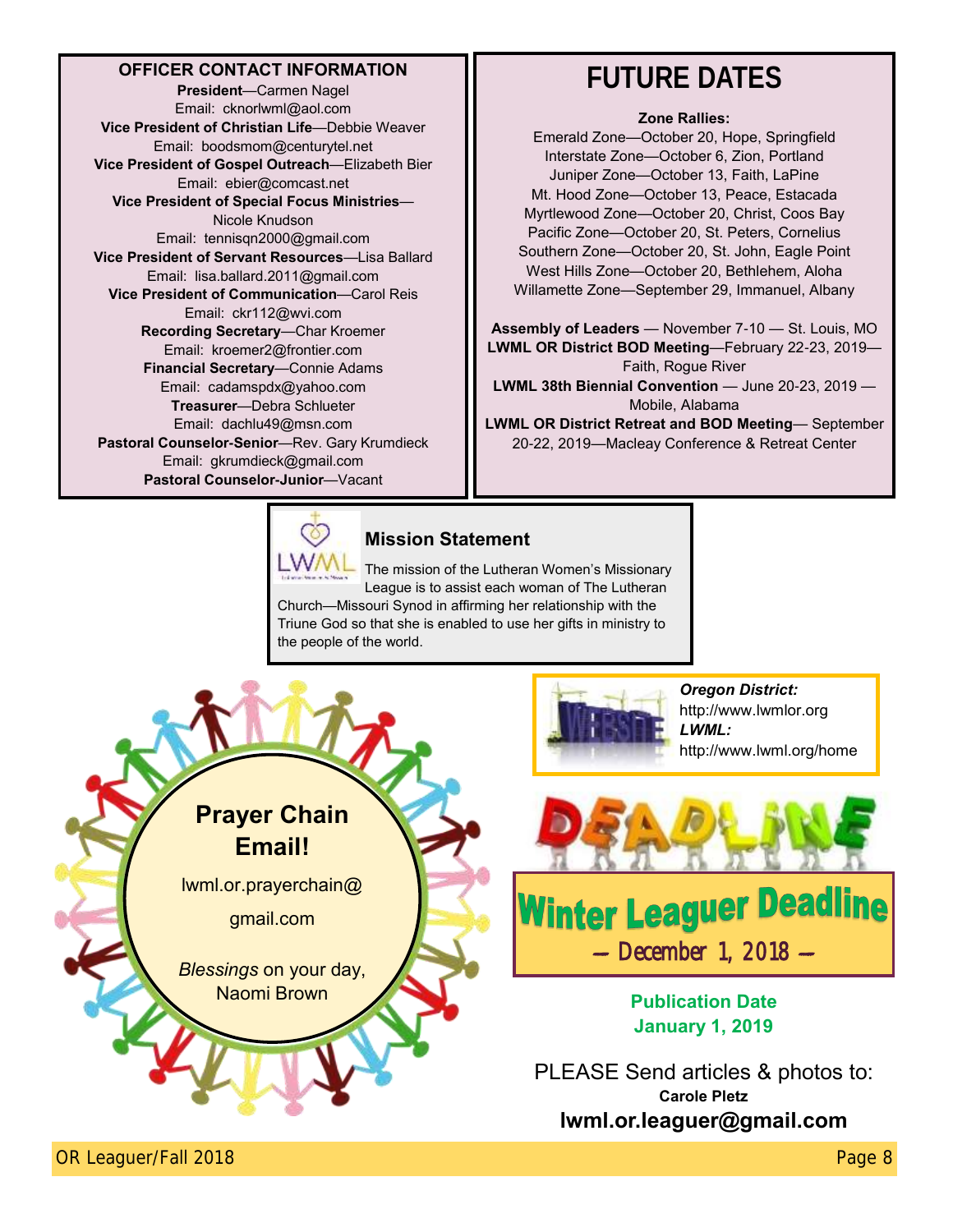## OFFICER CONTACT INFORMATION

**President**—Carmen Nagel
Email: cknorlwml@aol.com

**Vice President of Christian Life**—Debbie Weaver
Email: boodsmom@centurytel.net

**Vice President of Gospel Outreach**—Elizabeth Bier
Email: ebier@comcast.net

**Vice President of Special Focus Ministries**—Nicole Knudson
Email: tennisqn2000@gmail.com

**Vice President of Servant Resources**—Lisa Ballard
Email: lisa.ballard.2011@gmail.com

**Vice President of Communication**—Carol Reis
Email: ckr112@wvi.com

**Recording Secretary**—Char Kroemer
Email: kroemer2@frontier.com

**Financial Secretary**—Connie Adams
Email: cadamspdx@yahoo.com

**Treasurer**—Debra Schlueter
Email: dachlu49@msn.com

**Pastoral Counselor-Senior**—Rev. Gary Krumdieck
Email: gkrumdieck@gmail.com

**Pastoral Counselor-Junior**—Vacant

# FUTURE DATES

**Zone Rallies:**

Emerald Zone—October 20, Hope, Springfield
Interstate Zone—October 6, Zion, Portland
Juniper Zone—October 13, Faith, LaPine
Mt. Hood Zone—October 13, Peace, Estacada
Myrtlewood Zone—October 20, Christ, Coos Bay
Pacific Zone—October 20, St. Peters, Cornelius
Southern Zone—October 20, St. John, Eagle Point
West Hills Zone—October 20, Bethlehem, Aloha
Willamette Zone—September 29, Immanuel, Albany

**Assembly of Leaders** — November 7-10 — St. Louis, MO
**LWML OR District BOD Meeting**—February 22-23, 2019—Faith, Rogue River
**LWML 38th Biennial Convention** — June 20-23, 2019 — Mobile, Alabama
**LWML OR District Retreat and BOD Meeting**— September 20-22, 2019—Macleay Conference & Retreat Center

## Mission Statement

The mission of the Lutheran Women's Missionary League is to assist each woman of The Lutheran Church—Missouri Synod in affirming her relationship with the Triune God so that she is enabled to use her gifts in ministry to the people of the world.

## Prayer Chain Email!

lwml.or.prayerchain@gmail.com

*Blessings* on your day,
Naomi Brown

***Oregon District:*** http://www.lwmlor.org
***LWML:*** http://www.lwml.org/home

## Winter Leaguer Deadline

— December 1, 2018 —

**Publication Date January 1, 2019**

PLEASE Send articles & photos to:
**Carole Pletz**
**lwml.or.leaguer@gmail.com**